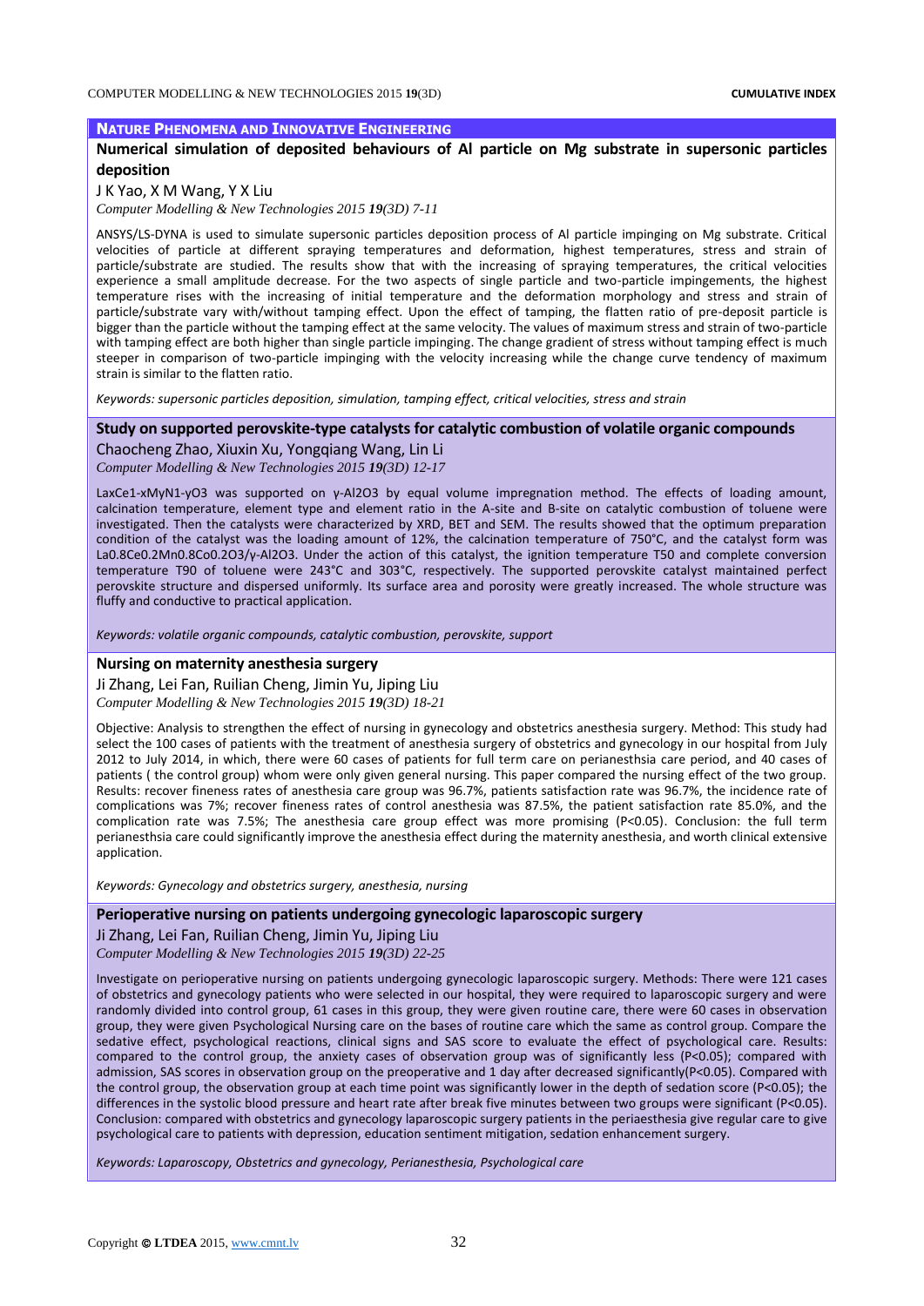## NATURE PHENOMENA AND INNOVATIVE ENGINEERING

### Numerical simulation of deposited behaviours of Al particle on Mg substrate in supersonic particles deposition

J K Yao, X M Wang, Y X Liu

*Computer Modelling & New Technologies 2015 **19**(3D) 7-11*

ANSYS/LS-DYNA is used to simulate supersonic particles deposition process of Al particle impinging on Mg substrate. Critical velocities of particle at different spraying temperatures and deformation, highest temperatures, stress and strain of particle/substrate are studied. The results show that with the increasing of spraying temperatures, the critical velocities experience a small amplitude decrease. For the two aspects of single particle and two-particle impingements, the highest temperature rises with the increasing of initial temperature and the deformation morphology and stress and strain of particle/substrate vary with/without tamping effect. Upon the effect of tamping, the flatten ratio of pre-deposit particle is bigger than the particle without the tamping effect at the same velocity. The values of maximum stress and strain of two-particle with tamping effect are both higher than single particle impinging. The change gradient of stress without tamping effect is much steeper in comparison of two-particle impinging with the velocity increasing while the change curve tendency of maximum strain is similar to the flatten ratio.

*Keywords: supersonic particles deposition, simulation, tamping effect, critical velocities, stress and strain*

### Study on supported perovskite-type catalysts for catalytic combustion of volatile organic compounds

Chaocheng Zhao, Xiuxin Xu, Yongqiang Wang, Lin Li

*Computer Modelling & New Technologies 2015 **19**(3D) 12-17*

$La_xCe_{1-x}M_yN_{1-y}O_3$ was supported on γ-$Al_2O_3$ by equal volume impregnation method. The effects of loading amount, calcination temperature, element type and element ratio in the A-site and B-site on catalytic combustion of toluene were investigated. Then the catalysts were characterized by XRD, BET and SEM. The results showed that the optimum preparation condition of the catalyst was the loading amount of 12%, the calcination temperature of 750°C, and the catalyst form was $La_{0.8}Ce_{0.2}Mn_{0.8}Co_{0.2}O_3$/γ-$Al_2O_3$. Under the action of this catalyst, the ignition temperature $T_{50}$ and complete conversion temperature $T_{90}$ of toluene were 243°C and 303°C, respectively. The supported perovskite catalyst maintained perfect perovskite structure and dispersed uniformly. Its surface area and porosity were greatly increased. The whole structure was fluffy and conductive to practical application.

*Keywords: volatile organic compounds, catalytic combustion, perovskite, support*

### Nursing on maternity anesthesia surgery

Ji Zhang, Lei Fan, Ruilian Cheng, Jimin Yu, Jiping Liu

*Computer Modelling & New Technologies 2015 **19**(3D) 18-21*

Objective: Analysis to strengthen the effect of nursing in gynecology and obstetrics anesthesia surgery. Method: This study had select the 100 cases of patients with the treatment of anesthesia surgery of obstetrics and gynecology in our hospital from July 2012 to July 2014, in which, there were 60 cases of patients for full term care on perianesthsia care period, and 40 cases of patients ( the control group) whom were only given general nursing. This paper compared the nursing effect of the two group. Results: recover fineness rates of anesthesia care group was 96.7%, patients satisfaction rate was 96.7%, the incidence rate of complications was 7%; recover fineness rates of control anesthesia was 87.5%, the patient satisfaction rate 85.0%, and the complication rate was 7.5%; The anesthesia care group effect was more promising ($P<0.05$). Conclusion: the full term perianesthsia care could significantly improve the anesthesia effect during the maternity anesthesia, and worth clinical extensive application.

*Keywords: Gynecology and obstetrics surgery, anesthesia, nursing*

### Perioperative nursing on patients undergoing gynecologic laparoscopic surgery

Ji Zhang, Lei Fan, Ruilian Cheng, Jimin Yu, Jiping Liu

*Computer Modelling & New Technologies 2015 **19**(3D) 22-25*

Investigate on perioperative nursing on patients undergoing gynecologic laparoscopic surgery. Methods: There were 121 cases of obstetrics and gynecology patients who were selected in our hospital, they were required to laparoscopic surgery and were randomly divided into control group, 61 cases in this group, they were given routine care, there were 60 cases in observation group, they were given Psychological Nursing care on the bases of routine care which the same as control group. Compare the sedative effect, psychological reactions, clinical signs and SAS score to evaluate the effect of psychological care. Results: compared to the control group, the anxiety cases of observation group was of significantly less ($P<0.05$); compared with admission, SAS scores in observation group on the preoperative and 1 day after decreased significantly($P<0.05$). Compared with the control group, the observation group at each time point was significantly lower in the depth of sedation score ($P<0.05$); the differences in the systolic blood pressure and heart rate after break five minutes between two groups were significant ($P<0.05$). Conclusion: compared with obstetrics and gynecology laparoscopic surgery patients in the periaesthesia give regular care to give psychological care to patients with depression, education sentiment mitigation, sedation enhancement surgery.

*Keywords: Laparoscopy, Obstetrics and gynecology, Perianesthesia, Psychological care*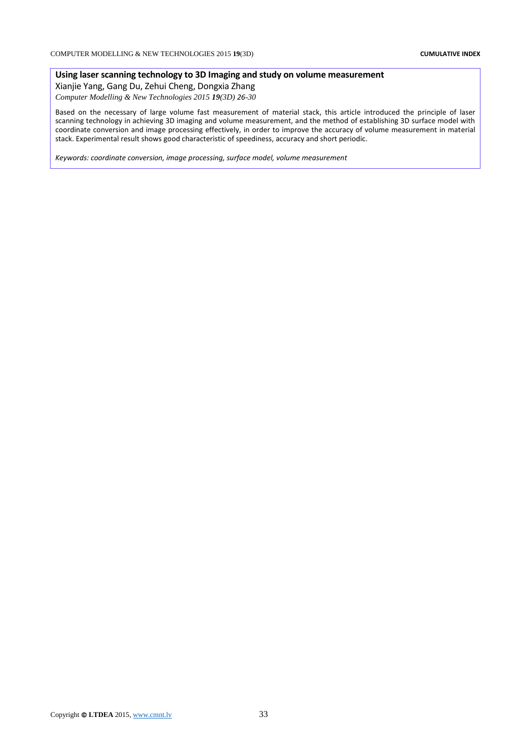**Using laser scanning technology to 3D Imaging and study on volume measurement**

Xianjie Yang, Gang Du, Zehui Cheng, Dongxia Zhang

*Computer Modelling & New Technologies 2015 **19**(3D) 26-30*

Based on the necessary of large volume fast measurement of material stack, this article introduced the principle of laser scanning technology in achieving 3D imaging and volume measurement, and the method of establishing 3D surface model with coordinate conversion and image processing effectively, in order to improve the accuracy of volume measurement in material stack. Experimental result shows good characteristic of speediness, accuracy and short periodic.

*Keywords: coordinate conversion, image processing, surface model, volume measurement*